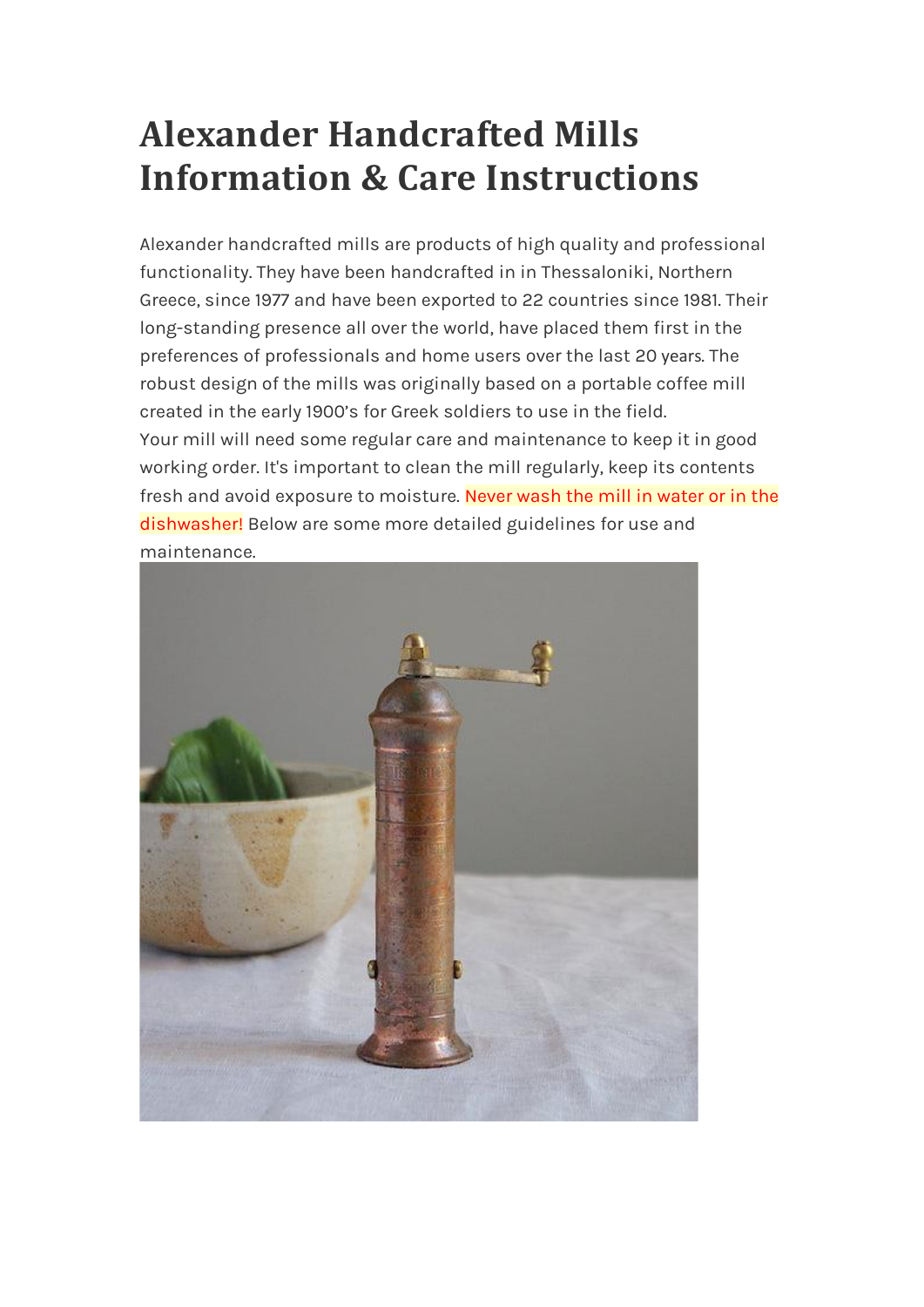# Alexander Handcrafted Mills Information & Care Instructions

Alexander handcrafted mills are products of high quality and professional functionality. They have been handcrafted in in Thessaloniki, Northern Greece, since 1977 and have been exported to 22 countries since 1981. Their long-standing presence all over the world, have placed them first in the preferences of professionals and home users over the last 20 years. The robust design of the mills was originally based on a portable coffee mill created in the early 1900's for Greek soldiers to use in the field.
Your mill will need some regular care and maintenance to keep it in good working order. It's important to clean the mill regularly, keep its contents fresh and avoid exposure to moisture. Never wash the mill in water or in the dishwasher! Below are some more detailed guidelines for use and maintenance.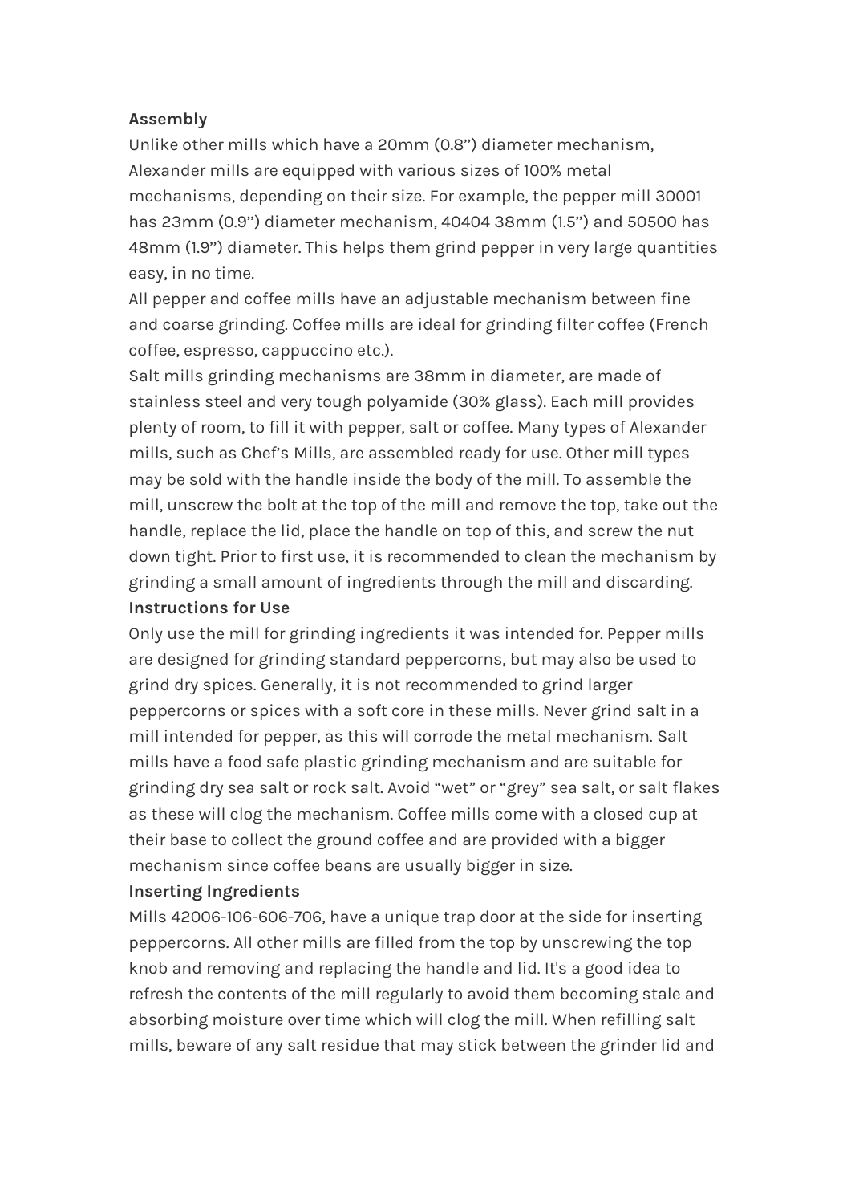**Assembly**

Unlike other mills which have a 20mm (0.8'') diameter mechanism, Alexander mills are equipped with various sizes of 100% metal mechanisms, depending on their size. For example, the pepper mill 30001 has 23mm (0.9'') diameter mechanism, 40404 38mm (1.5'') and 50500 has 48mm (1.9'') diameter. This helps them grind pepper in very large quantities easy, in no time.

All pepper and coffee mills have an adjustable mechanism between fine and coarse grinding. Coffee mills are ideal for grinding filter coffee (French coffee, espresso, cappuccino etc.).

Salt mills grinding mechanisms are 38mm in diameter, are made of stainless steel and very tough polyamide (30% glass). Each mill provides plenty of room, to fill it with pepper, salt or coffee. Many types of Alexander mills, such as Chef's Mills, are assembled ready for use. Other mill types may be sold with the handle inside the body of the mill. To assemble the mill, unscrew the bolt at the top of the mill and remove the top, take out the handle, replace the lid, place the handle on top of this, and screw the nut down tight. Prior to first use, it is recommended to clean the mechanism by grinding a small amount of ingredients through the mill and discarding.

**Instructions for Use**

Only use the mill for grinding ingredients it was intended for. Pepper mills are designed for grinding standard peppercorns, but may also be used to grind dry spices. Generally, it is not recommended to grind larger peppercorns or spices with a soft core in these mills. Never grind salt in a mill intended for pepper, as this will corrode the metal mechanism. Salt mills have a food safe plastic grinding mechanism and are suitable for grinding dry sea salt or rock salt. Avoid "wet" or "grey" sea salt, or salt flakes as these will clog the mechanism. Coffee mills come with a closed cup at their base to collect the ground coffee and are provided with a bigger mechanism since coffee beans are usually bigger in size.

**Inserting Ingredients**

Mills 42006-106-606-706, have a unique trap door at the side for inserting peppercorns. All other mills are filled from the top by unscrewing the top knob and removing and replacing the handle and lid. It's a good idea to refresh the contents of the mill regularly to avoid them becoming stale and absorbing moisture over time which will clog the mill. When refilling salt mills, beware of any salt residue that may stick between the grinder lid and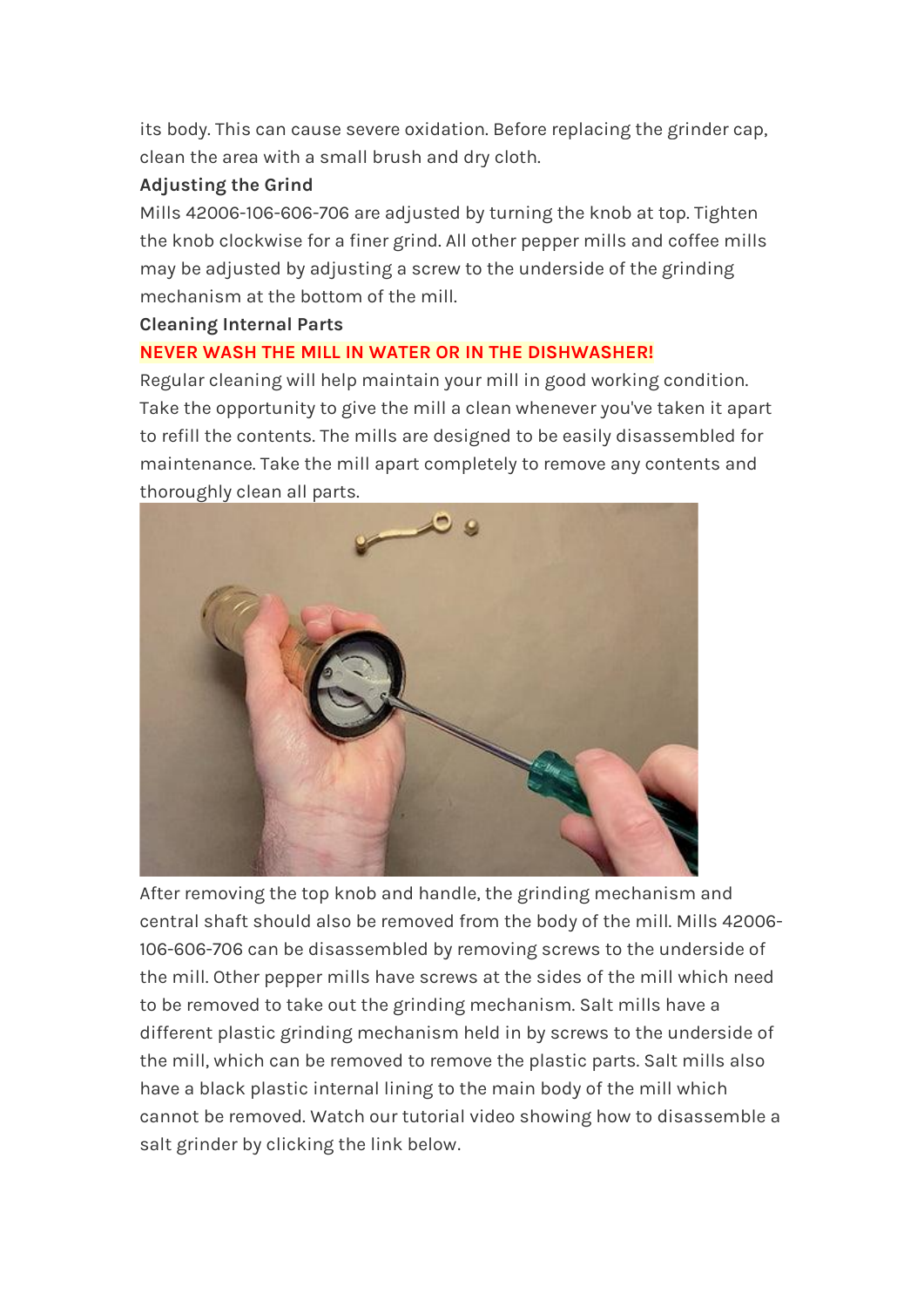its body. This can cause severe oxidation. Before replacing the grinder cap, clean the area with a small brush and dry cloth.

**Adjusting the Grind**

Mills 42006-106-606-706 are adjusted by turning the knob at top. Tighten the knob clockwise for a finer grind. All other pepper mills and coffee mills may be adjusted by adjusting a screw to the underside of the grinding mechanism at the bottom of the mill.

**Cleaning Internal Parts**

**NEVER WASH THE MILL IN WATER OR IN THE DISHWASHER!**

Regular cleaning will help maintain your mill in good working condition. Take the opportunity to give the mill a clean whenever you've taken it apart to refill the contents. The mills are designed to be easily disassembled for maintenance. Take the mill apart completely to remove any contents and thoroughly clean all parts.

After removing the top knob and handle, the grinding mechanism and central shaft should also be removed from the body of the mill. Mills 42006-106-606-706 can be disassembled by removing screws to the underside of the mill. Other pepper mills have screws at the sides of the mill which need to be removed to take out the grinding mechanism. Salt mills have a different plastic grinding mechanism held in by screws to the underside of the mill, which can be removed to remove the plastic parts. Salt mills also have a black plastic internal lining to the main body of the mill which cannot be removed. Watch our tutorial video showing how to disassemble a salt grinder by clicking the link below.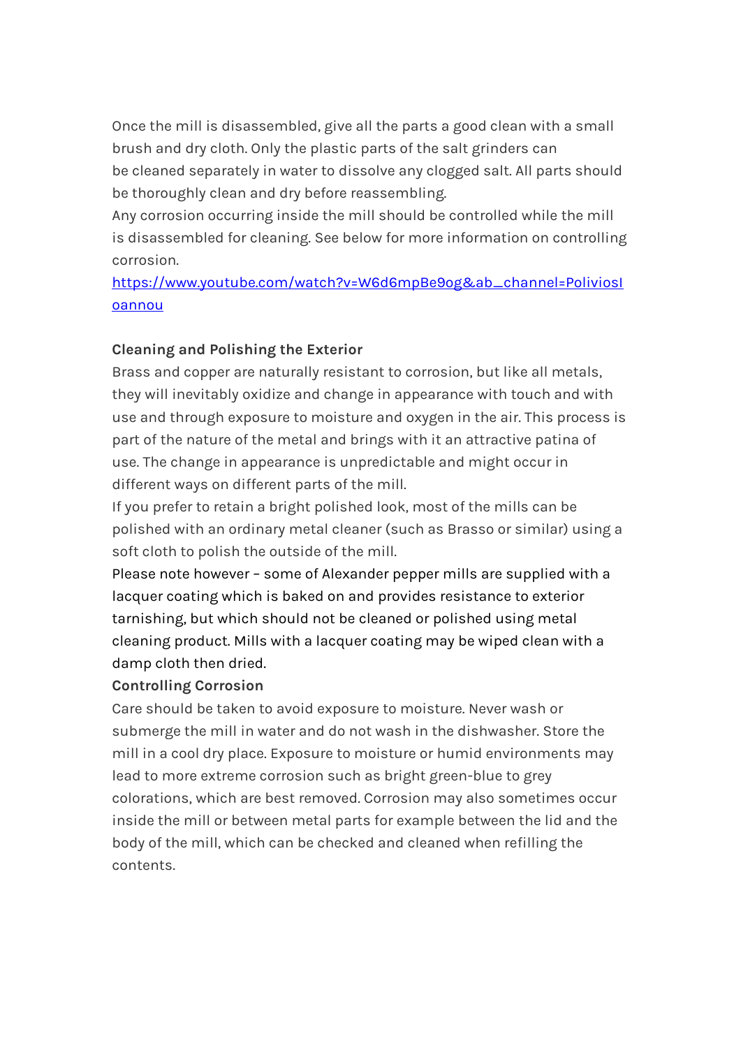Once the mill is disassembled, give all the parts a good clean with a small brush and dry cloth. Only the plastic parts of the salt grinders can be cleaned separately in water to dissolve any clogged salt. All parts should be thoroughly clean and dry before reassembling.

Any corrosion occurring inside the mill should be controlled while the mill is disassembled for cleaning. See below for more information on controlling corrosion.

[https://www.youtube.com/watch?v=W6d6mpBe9og&ab_channel=PoliviosIoannou](https://www.youtube.com/watch?v=W6d6mpBe9og&ab_channel=PoliviosIoannou)

**Cleaning and Polishing the Exterior**

Brass and copper are naturally resistant to corrosion, but like all metals, they will inevitably oxidize and change in appearance with touch and with use and through exposure to moisture and oxygen in the air. This process is part of the nature of the metal and brings with it an attractive patina of use. The change in appearance is unpredictable and might occur in different ways on different parts of the mill.

If you prefer to retain a bright polished look, most of the mills can be polished with an ordinary metal cleaner (such as Brasso or similar) using a soft cloth to polish the outside of the mill.

Please note however – some of Alexander pepper mills are supplied with a lacquer coating which is baked on and provides resistance to exterior tarnishing, but which should not be cleaned or polished using metal cleaning product. Mills with a lacquer coating may be wiped clean with a damp cloth then dried.

**Controlling Corrosion**

Care should be taken to avoid exposure to moisture. Never wash or submerge the mill in water and do not wash in the dishwasher. Store the mill in a cool dry place. Exposure to moisture or humid environments may lead to more extreme corrosion such as bright green-blue to grey colorations, which are best removed. Corrosion may also sometimes occur inside the mill or between metal parts for example between the lid and the body of the mill, which can be checked and cleaned when refilling the contents.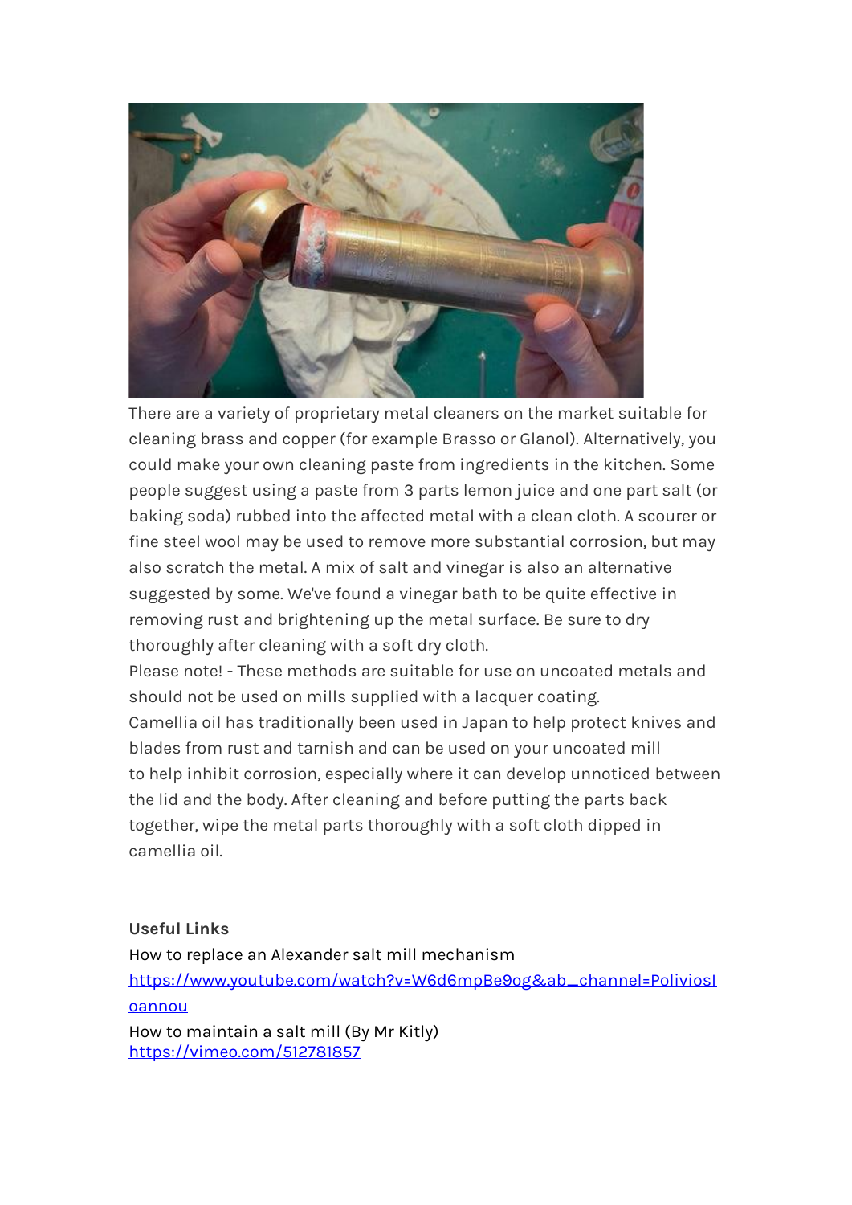There are a variety of proprietary metal cleaners on the market suitable for cleaning brass and copper (for example Brasso or Glanol). Alternatively, you could make your own cleaning paste from ingredients in the kitchen. Some people suggest using a paste from 3 parts lemon juice and one part salt (or baking soda) rubbed into the affected metal with a clean cloth. A scourer or fine steel wool may be used to remove more substantial corrosion, but may also scratch the metal. A mix of salt and vinegar is also an alternative suggested by some. We've found a vinegar bath to be quite effective in removing rust and brightening up the metal surface. Be sure to dry thoroughly after cleaning with a soft dry cloth.

Please note! - These methods are suitable for use on uncoated metals and should not be used on mills supplied with a lacquer coating.

Camellia oil has traditionally been used in Japan to help protect knives and blades from rust and tarnish and can be used on your uncoated mill to help inhibit corrosion, especially where it can develop unnoticed between the lid and the body. After cleaning and before putting the parts back together, wipe the metal parts thoroughly with a soft cloth dipped in camellia oil.

**Useful Links**

How to replace an Alexander salt mill mechanism
[https://www.youtube.com/watch?v=W6d6mpBe9og&ab_channel=PoliviosIoannou](https://www.youtube.com/watch?v=W6d6mpBe9og&ab_channel=PoliviosIoannou)

How to maintain a salt mill (By Mr Kitly)
[https://vimeo.com/512781857](https://vimeo.com/512781857)